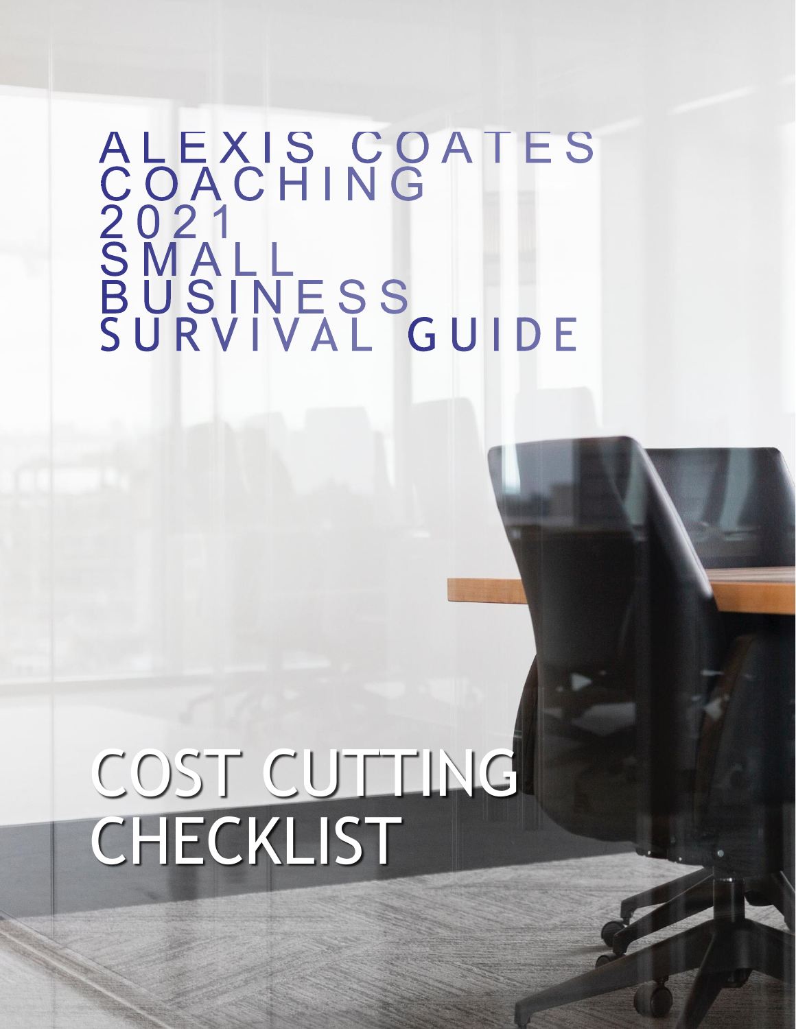# ALEXIS COATES COACHING 2021 SMALL BUSINESS SURVIVAL GUIDE

# COST CUTTING CHECKLIST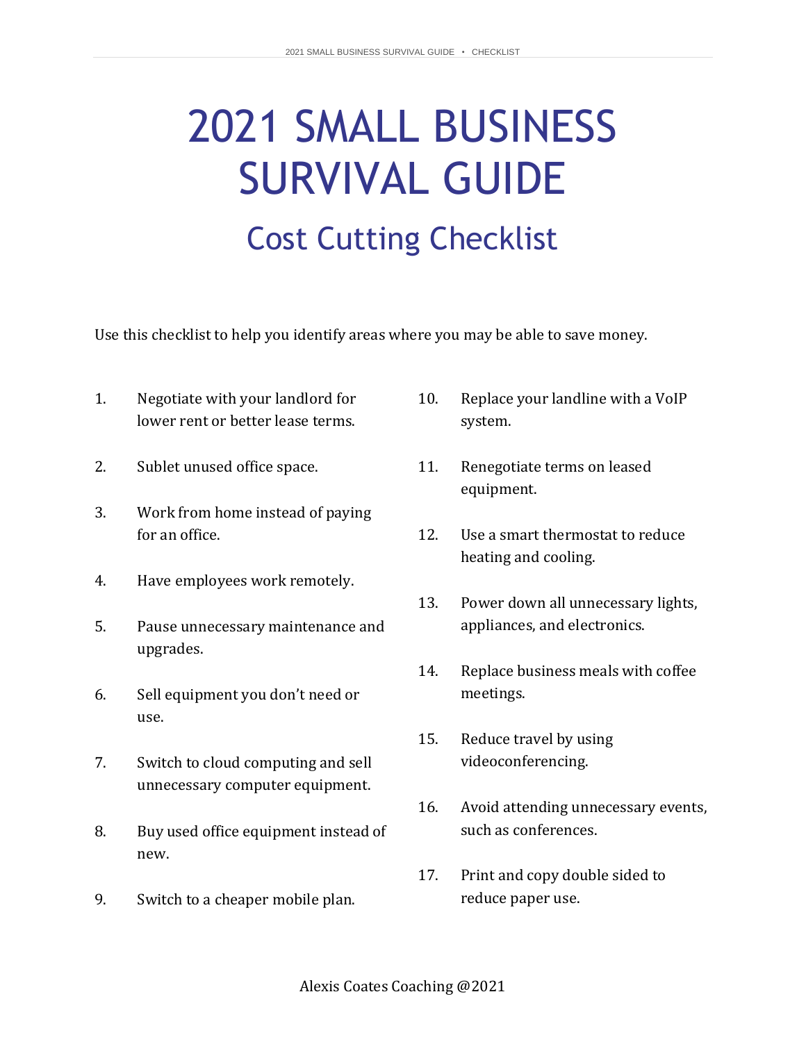# 2021 SMALL BUSINESS SURVIVAL GUIDE

## Cost Cutting Checklist

Use this checklist to help you identify areas where you may be able to save money.

1. Negotiate with your landlord for lower rent or better lease terms.
2. Sublet unused office space.
3. Work from home instead of paying for an office.
4. Have employees work remotely.
5. Pause unnecessary maintenance and upgrades.
6. Sell equipment you don't need or use.
7. Switch to cloud computing and sell unnecessary computer equipment.
8. Buy used office equipment instead of new.
9. Switch to a cheaper mobile plan.
10. Replace your landline with a VoIP system.
11. Renegotiate terms on leased equipment.
12. Use a smart thermostat to reduce heating and cooling.
13. Power down all unnecessary lights, appliances, and electronics.
14. Replace business meals with coffee meetings.
15. Reduce travel by using videoconferencing.
16. Avoid attending unnecessary events, such as conferences.
17. Print and copy double sided to reduce paper use.

Alexis Coates Coaching @2021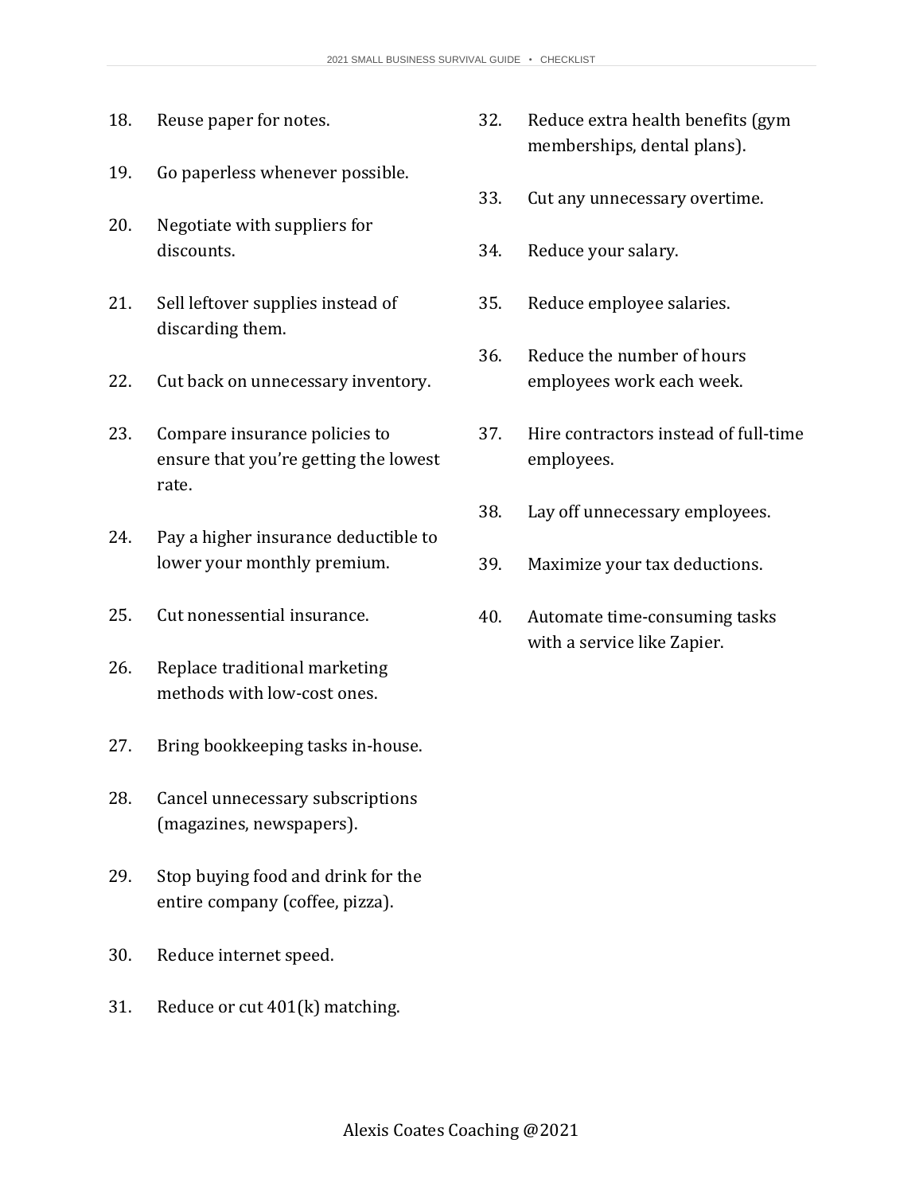18. Reuse paper for notes.

19. Go paperless whenever possible.

20. Negotiate with suppliers for discounts.

21. Sell leftover supplies instead of discarding them.

22. Cut back on unnecessary inventory.

23. Compare insurance policies to ensure that you're getting the lowest rate.

24. Pay a higher insurance deductible to lower your monthly premium.

25. Cut nonessential insurance.

26. Replace traditional marketing methods with low-cost ones.

27. Bring bookkeeping tasks in-house.

28. Cancel unnecessary subscriptions (magazines, newspapers).

29. Stop buying food and drink for the entire company (coffee, pizza).

30. Reduce internet speed.

31. Reduce or cut 401(k) matching.

32. Reduce extra health benefits (gym memberships, dental plans).

33. Cut any unnecessary overtime.

34. Reduce your salary.

35. Reduce employee salaries.

36. Reduce the number of hours employees work each week.

37. Hire contractors instead of full-time employees.

38. Lay off unnecessary employees.

39. Maximize your tax deductions.

40. Automate time-consuming tasks with a service like Zapier.

Alexis Coates Coaching @2021